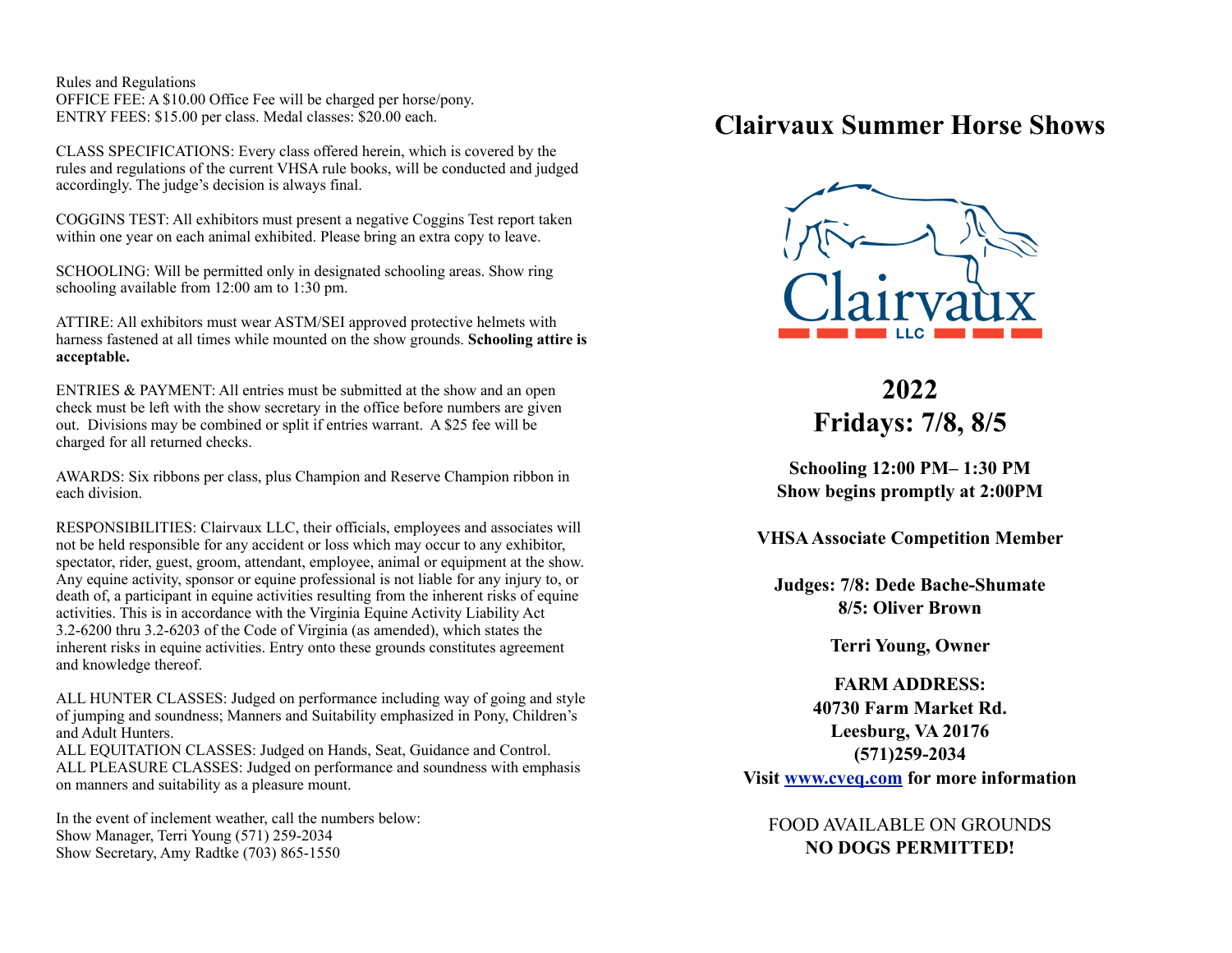Rules and Regulations
OFFICE FEE: A $10.00 Office Fee will be charged per horse/pony.
ENTRY FEES: $15.00 per class. Medal classes: $20.00 each.

CLASS SPECIFICATIONS: Every class offered herein, which is covered by the rules and regulations of the current VHSA rule books, will be conducted and judged accordingly. The judge's decision is always final.

COGGINS TEST: All exhibitors must present a negative Coggins Test report taken within one year on each animal exhibited. Please bring an extra copy to leave.

SCHOOLING: Will be permitted only in designated schooling areas. Show ring schooling available from 12:00 am to 1:30 pm.

ATTIRE: All exhibitors must wear ASTM/SEI approved protective helmets with harness fastened at all times while mounted on the show grounds. **Schooling attire is acceptable.**

ENTRIES & PAYMENT: All entries must be submitted at the show and an open check must be left with the show secretary in the office before numbers are given out. Divisions may be combined or split if entries warrant. A $25 fee will be charged for all returned checks.

AWARDS: Six ribbons per class, plus Champion and Reserve Champion ribbon in each division.

RESPONSIBILITIES: Clairvaux LLC, their officials, employees and associates will not be held responsible for any accident or loss which may occur to any exhibitor, spectator, rider, guest, groom, attendant, employee, animal or equipment at the show. Any equine activity, sponsor or equine professional is not liable for any injury to, or death of, a participant in equine activities resulting from the inherent risks of equine activities. This is in accordance with the Virginia Equine Activity Liability Act 3.2-6200 thru 3.2-6203 of the Code of Virginia (as amended), which states the inherent risks in equine activities. Entry onto these grounds constitutes agreement and knowledge thereof.

ALL HUNTER CLASSES: Judged on performance including way of going and style of jumping and soundness; Manners and Suitability emphasized in Pony, Children's and Adult Hunters.
ALL EQUITATION CLASSES: Judged on Hands, Seat, Guidance and Control.
ALL PLEASURE CLASSES: Judged on performance and soundness with emphasis on manners and suitability as a pleasure mount.

In the event of inclement weather, call the numbers below:
Show Manager, Terri Young (571) 259-2034
Show Secretary, Amy Radtke (703) 865-1550

# Clairvaux Summer Horse Shows

Clairvaux LLC

## 2022
## Fridays: 7/8, 8/5

**Schooling 12:00 PM– 1:30 PM**
**Show begins promptly at 2:00PM**

**VHSA Associate Competition Member**

**Judges: 7/8: Dede Bache-Shumate**
**8/5: Oliver Brown**

**Terri Young, Owner**

**FARM ADDRESS:**
**40730 Farm Market Rd.**
**Leesburg, VA 20176**
**(571)259-2034**
**Visit www.cveq.com for more information**

FOOD AVAILABLE ON GROUNDS
**NO DOGS PERMITTED!**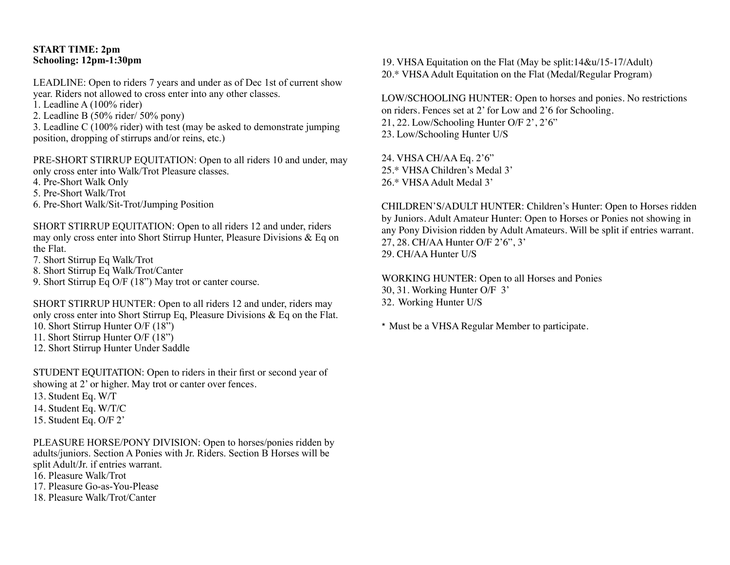**START TIME: 2pm**
**Schooling: 12pm-1:30pm**

LEADLINE: Open to riders 7 years and under as of Dec 1st of current show year. Riders not allowed to cross enter into any other classes.
1. Leadline A (100% rider)
2. Leadline B (50% rider/ 50% pony)
3. Leadline C (100% rider) with test (may be asked to demonstrate jumping position, dropping of stirrups and/or reins, etc.)

PRE-SHORT STIRRUP EQUITATION: Open to all riders 10 and under, may only cross enter into Walk/Trot Pleasure classes.
4. Pre-Short Walk Only
5. Pre-Short Walk/Trot
6. Pre-Short Walk/Sit-Trot/Jumping Position

SHORT STIRRUP EQUITATION: Open to all riders 12 and under, riders may only cross enter into Short Stirrup Hunter, Pleasure Divisions & Eq on the Flat.
7. Short Stirrup Eq Walk/Trot
8. Short Stirrup Eq Walk/Trot/Canter
9. Short Stirrup Eq O/F (18") May trot or canter course.

SHORT STIRRUP HUNTER: Open to all riders 12 and under, riders may only cross enter into Short Stirrup Eq, Pleasure Divisions & Eq on the Flat.
10. Short Stirrup Hunter O/F (18")
11. Short Stirrup Hunter O/F (18")
12. Short Stirrup Hunter Under Saddle

STUDENT EQUITATION: Open to riders in their first or second year of showing at 2' or higher. May trot or canter over fences.
13. Student Eq. W/T
14. Student Eq. W/T/C
15. Student Eq. O/F 2'

PLEASURE HORSE/PONY DIVISION: Open to horses/ponies ridden by adults/juniors. Section A Ponies with Jr. Riders. Section B Horses will be split Adult/Jr. if entries warrant.
16. Pleasure Walk/Trot
17. Pleasure Go-as-You-Please
18. Pleasure Walk/Trot/Canter

19. VHSA Equitation on the Flat (May be split:14&u/15-17/Adult)
20.* VHSA Adult Equitation on the Flat (Medal/Regular Program)

LOW/SCHOOLING HUNTER: Open to horses and ponies. No restrictions on riders. Fences set at 2' for Low and 2'6 for Schooling.
21, 22. Low/Schooling Hunter O/F 2', 2'6"
23. Low/Schooling Hunter U/S

24. VHSA CH/AA Eq. 2'6"
25.* VHSA Children's Medal 3'
26.* VHSA Adult Medal 3'

CHILDREN'S/ADULT HUNTER: Children's Hunter: Open to Horses ridden by Juniors. Adult Amateur Hunter: Open to Horses or Ponies not showing in any Pony Division ridden by Adult Amateurs. Will be split if entries warrant.
27, 28. CH/AA Hunter O/F 2'6", 3'
29. CH/AA Hunter U/S

WORKING HUNTER: Open to all Horses and Ponies
30, 31. Working Hunter O/F 3'
32. Working Hunter U/S

* Must be a VHSA Regular Member to participate.